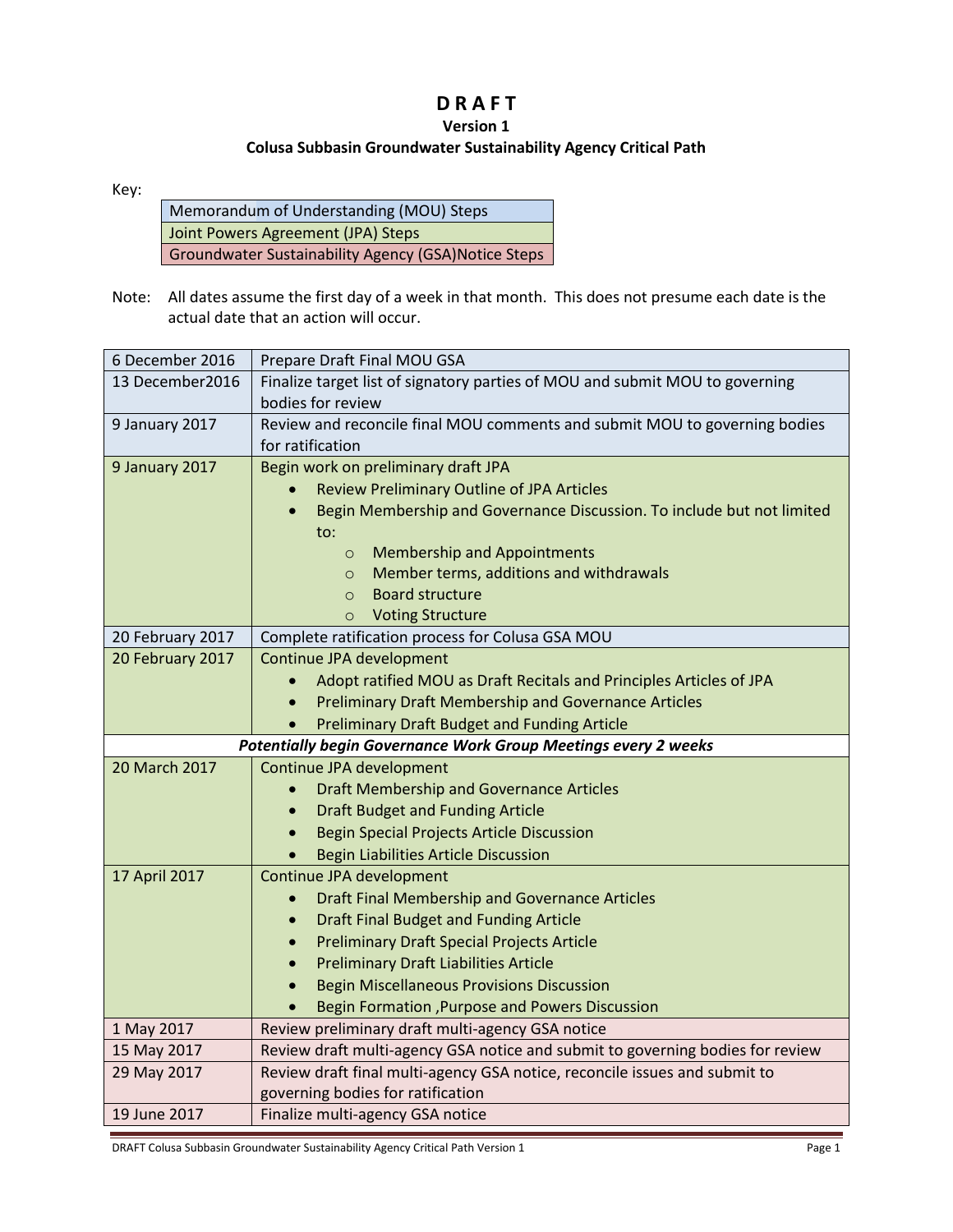# D R A F T

## Version 1

## Colusa Subbasin Groundwater Sustainability Agency Critical Path

Key:

| Memorandum of Understanding (MOU) Steps |
|---|
| Joint Powers Agreement (JPA) Steps |
| Groundwater Sustainability Agency (GSA)Notice Steps |

Note: All dates assume the first day of a week in that month. This does not presume each date is the actual date that an action will occur.

| Date | Action |
|---|---|
| 6 December 2016 | Prepare Draft Final MOU GSA |
| 13 December2016 | Finalize target list of signatory parties of MOU and submit MOU to governing bodies for review |
| 9 January 2017 | Review and reconcile final MOU comments and submit MOU to governing bodies for ratification |
| 9 January 2017 | Begin work on preliminary draft JPA<br>• Review Preliminary Outline of JPA Articles<br>• Begin Membership and Governance Discussion. To include but not limited to:<br>&nbsp;&nbsp;&nbsp;&nbsp;o Membership and Appointments<br>&nbsp;&nbsp;&nbsp;&nbsp;o Member terms, additions and withdrawals<br>&nbsp;&nbsp;&nbsp;&nbsp;o Board structure<br>&nbsp;&nbsp;&nbsp;&nbsp;o Voting Structure |
| 20 February 2017 | Complete ratification process for Colusa GSA MOU |
| 20 February 2017 | Continue JPA development<br>• Adopt ratified MOU as Draft Recitals and Principles Articles of JPA<br>• Preliminary Draft Membership and Governance Articles<br>• Preliminary Draft Budget and Funding Article |
| ***Potentially begin Governance Work Group Meetings every 2 weeks*** | |
| 20 March 2017 | Continue JPA development<br>• Draft Membership and Governance Articles<br>• Draft Budget and Funding Article<br>• Begin Special Projects Article Discussion<br>• Begin Liabilities Article Discussion |
| 17 April 2017 | Continue JPA development<br>• Draft Final Membership and Governance Articles<br>• Draft Final Budget and Funding Article<br>• Preliminary Draft Special Projects Article<br>• Preliminary Draft Liabilities Article<br>• Begin Miscellaneous Provisions Discussion<br>• Begin Formation ,Purpose and Powers Discussion |
| 1 May 2017 | Review preliminary draft multi-agency GSA notice |
| 15 May 2017 | Review draft multi-agency GSA notice and submit to governing bodies for review |
| 29 May 2017 | Review draft final multi-agency GSA notice, reconcile issues and submit to governing bodies for ratification |
| 19 June 2017 | Finalize multi-agency GSA notice |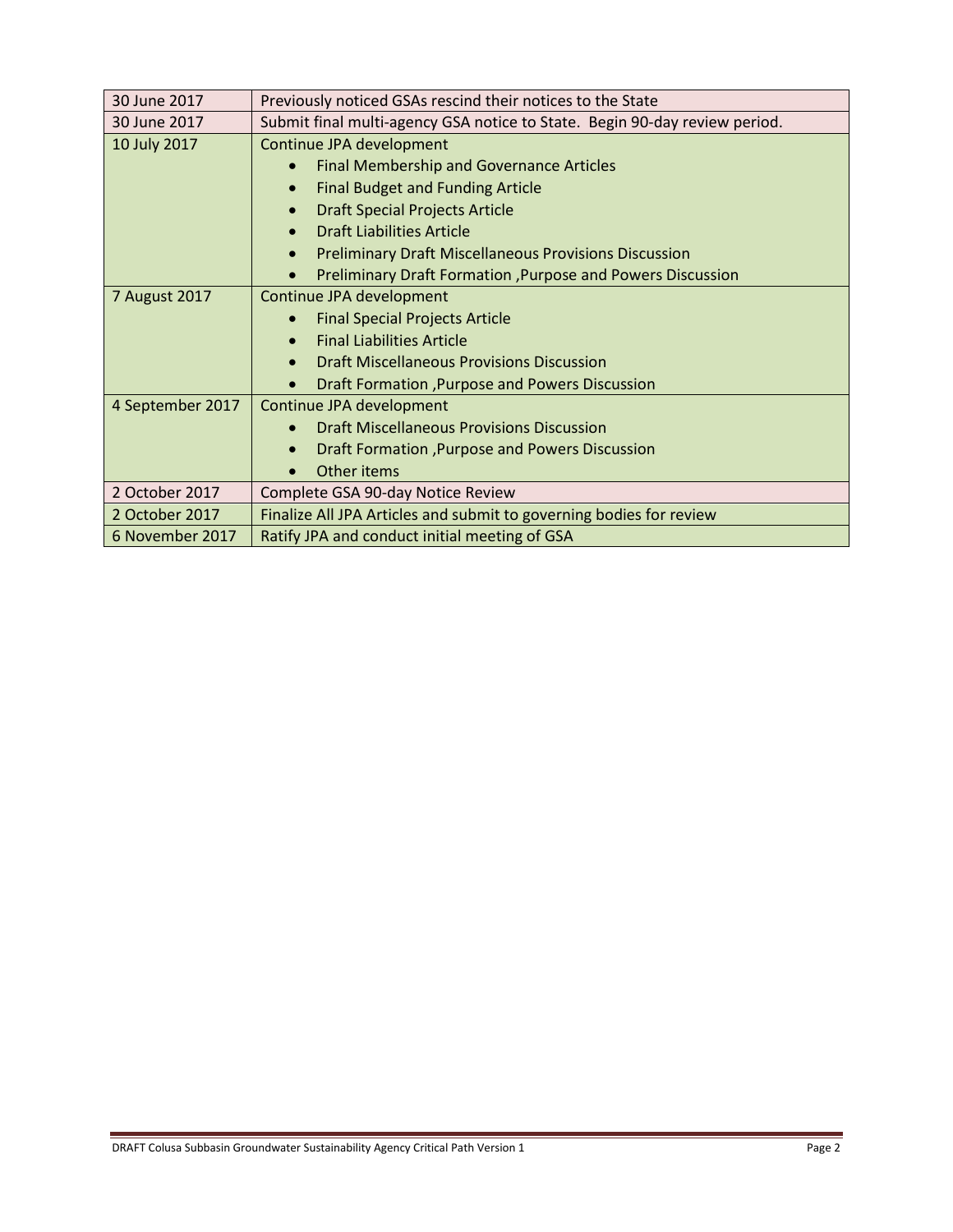| | |
|---|---|
| 30 June 2017 | Previously noticed GSAs rescind their notices to the State |
| 30 June 2017 | Submit final multi-agency GSA notice to State. Begin 90-day review period. |
| 10 July 2017 | Continue JPA development<br>• Final Membership and Governance Articles<br>• Final Budget and Funding Article<br>• Draft Special Projects Article<br>• Draft Liabilities Article<br>• Preliminary Draft Miscellaneous Provisions Discussion<br>• Preliminary Draft Formation ,Purpose and Powers Discussion |
| 7 August 2017 | Continue JPA development<br>• Final Special Projects Article<br>• Final Liabilities Article<br>• Draft Miscellaneous Provisions Discussion<br>• Draft Formation ,Purpose and Powers Discussion |
| 4 September 2017 | Continue JPA development<br>• Draft Miscellaneous Provisions Discussion<br>• Draft Formation ,Purpose and Powers Discussion<br>• Other items |
| 2 October 2017 | Complete GSA 90-day Notice Review |
| 2 October 2017 | Finalize All JPA Articles and submit to governing bodies for review |
| 6 November 2017 | Ratify JPA and conduct initial meeting of GSA |